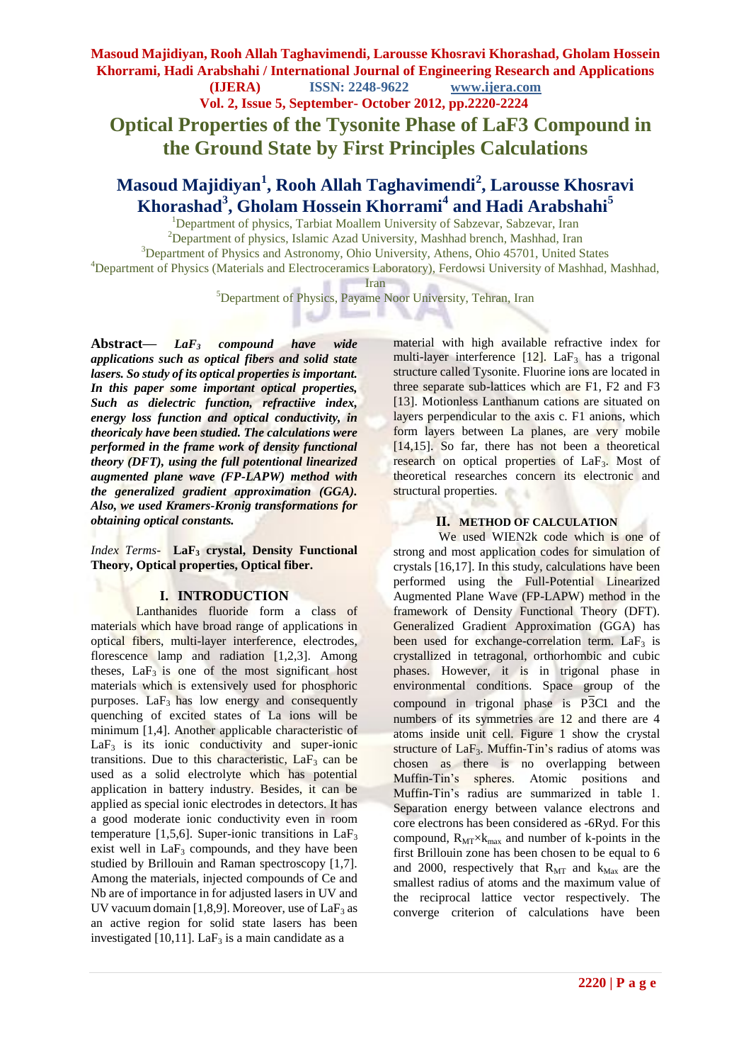# Optical Properties of the Tysonite Phase of LaF3 Compound in the Ground State by First Principles Calculations

## Masoud Majidiyan[1], Rooh Allah Taghavimendi[2], Larousse Khosravi Khorashad[3], Gholam Hossein Khorrami[4] and Hadi Arabshahi[5]

[1]Department of physics, Tarbiat Moallem University of Sabzevar, Sabzevar, Iran
[2]Department of physics, Islamic Azad University, Mashhad brench, Mashhad, Iran
[3]Department of Physics and Astronomy, Ohio University, Athens, Ohio 45701, United States
[4]Department of Physics (Materials and Electroceramics Laboratory), Ferdowsi University of Mashhad, Mashhad, Iran
[5]Department of Physics, Payame Noor University, Tehran, Iran

**Abstract—** ***$LaF_3$ compound have wide applications such as optical fibers and solid state lasers. So study of its optical properties is important. In this paper some important optical properties, Such as dielectric function, refractiive index, energy loss function and optical conductivity, in theoricaly have been studied. The calculations were performed in the frame work of density functional theory (DFT), using the full potentional linearized augmented plane wave (FP-LAPW) method with the generalized gradient approximation (GGA). Also, we used Kramers-Kronig transformations for obtaining optical constants.***

*Index Terms-* **$LaF_3$ crystal, Density Functional Theory, Optical properties, Optical fiber.**

## I. INTRODUCTION

Lanthanides fluoride form a class of materials which have broad range of applications in optical fibers, multi-layer interference, electrodes, florescence lamp and radiation [1,2,3]. Among theses, $LaF_3$ is one of the most significant host materials which is extensively used for phosphoric purposes. $LaF_3$ has low energy and consequently quenching of excited states of La ions will be minimum [1,4]. Another applicable characteristic of $LaF_3$ is its ionic conductivity and super-ionic transitions. Due to this characteristic, $LaF_3$ can be used as a solid electrolyte which has potential application in battery industry. Besides, it can be applied as special ionic electrodes in detectors. It has a good moderate ionic conductivity even in room temperature [1,5,6]. Super-ionic transitions in $LaF_3$ exist well in $LaF_3$ compounds, and they have been studied by Brillouin and Raman spectroscopy [1,7]. Among the materials, injected compounds of Ce and Nb are of importance in for adjusted lasers in UV and UV vacuum domain [1,8,9]. Moreover, use of $LaF_3$ as an active region for solid state lasers has been investigated [10,11]. $LaF_3$ is a main candidate as a material with high available refractive index for multi-layer interference [12]. $LaF_3$ has a trigonal structure called Tysonite. Fluorine ions are located in three separate sub-lattices which are F1, F2 and F3 [13]. Motionless Lanthanum cations are situated on layers perpendicular to the axis c. F1 anions, which form layers between La planes, are very mobile [14,15]. So far, there has not been a theoretical research on optical properties of $LaF_3$. Most of theoretical researches concern its electronic and structural properties.

## II. METHOD OF CALCULATION

We used WIEN2k code which is one of strong and most application codes for simulation of crystals [16,17]. In this study, calculations have been performed using the Full-Potential Linearized Augmented Plane Wave (FP-LAPW) method in the framework of Density Functional Theory (DFT). Generalized Gradient Approximation (GGA) has been used for exchange-correlation term. $LaF_3$ is crystallized in tetragonal, orthorhombic and cubic phases. However, it is in trigonal phase in environmental conditions. Space group of the compound in trigonal phase is $P\bar{3}C1$ and the numbers of its symmetries are 12 and there are 4 atoms inside unit cell. Figure 1 show the crystal structure of $LaF_3$. Muffin-Tin's radius of atoms was chosen as there is no overlapping between Muffin-Tin's spheres. Atomic positions and Muffin-Tin's radius are summarized in table 1. Separation energy between valance electrons and core electrons has been considered as -6Ryd. For this compound, $R_{MT}\times k_{max}$ and number of k-points in the first Brillouin zone has been chosen to be equal to 6 and 2000, respectively that $R_{MT}$ and $k_{Max}$ are the smallest radius of atoms and the maximum value of the reciprocal lattice vector respectively. The converge criterion of calculations have been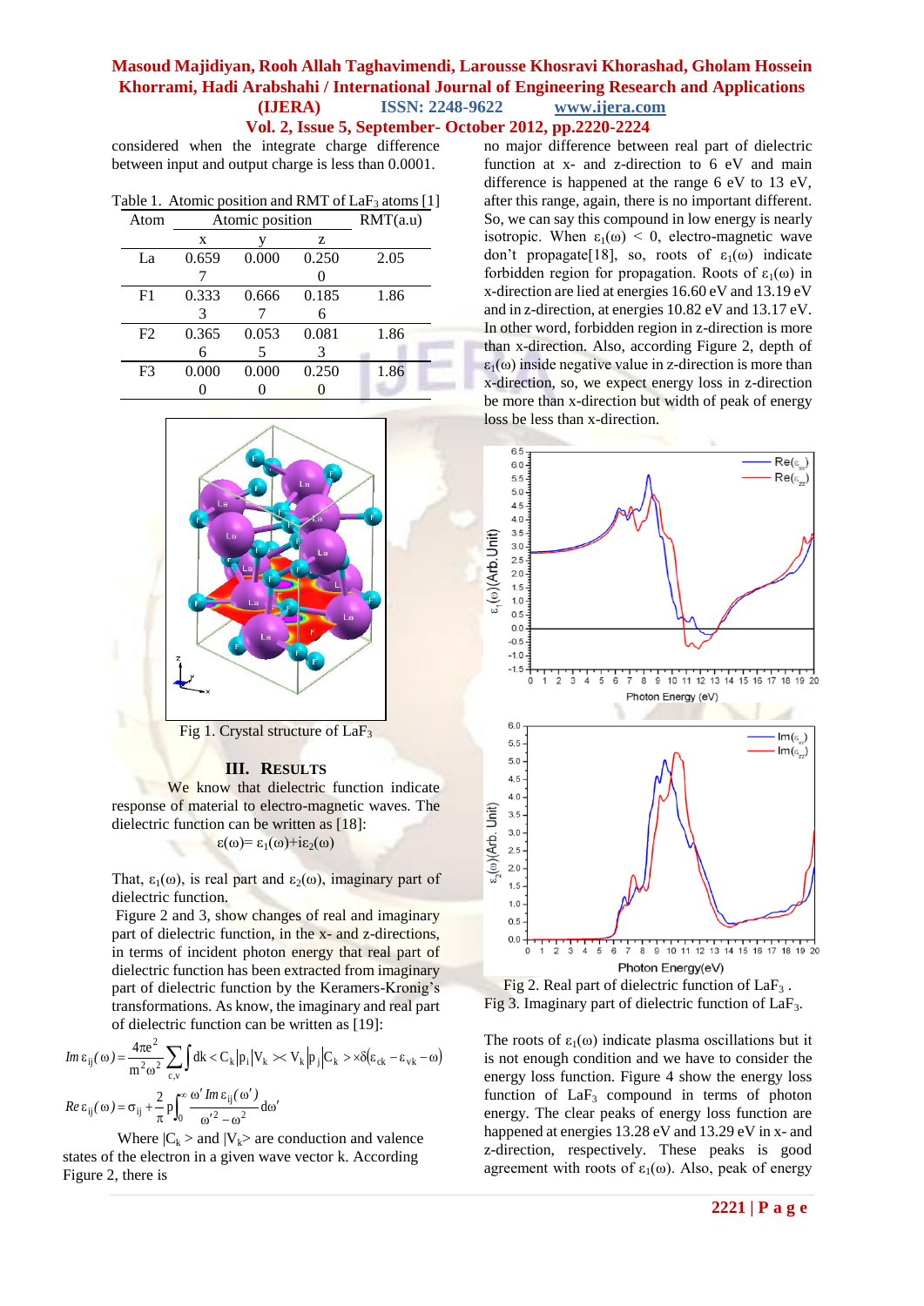considered when the integrate charge difference between input and output charge is less than 0.0001.

Table 1. Atomic position and RMT of $LaF_3$ atoms [1]

| Atom | Atomic position | | | RMT(a.u) |
|---|---|---|---|---|
| | x | y | z | |
| La | 0.6597 | 0.000 | 0.2500 | 2.05 |
| F1 | 0.3333 | 0.6667 | 0.1856 | 1.86 |
| F2 | 0.3656 | 0.0535 | 0.0813 | 1.86 |
| F3 | 0.0000 | 0.0000 | 0.2500 | 1.86 |

Fig 1. Crystal structure of $LaF_3$

## III. RESULTS

We know that dielectric function indicate response of material to electro-magnetic waves. The dielectric function can be written as [18]:

$$\varepsilon(\omega)=\varepsilon_1(\omega)+i\varepsilon_2(\omega)$$

That, $\varepsilon_1(\omega)$, is real part and $\varepsilon_2(\omega)$, imaginary part of dielectric function.

Figure 2 and 3, show changes of real and imaginary part of dielectric function, in the x- and z-directions, in terms of incident photon energy that real part of dielectric function has been extracted from imaginary part of dielectric function by the Keramers-Kronig's transformations. As know, the imaginary and real part of dielectric function can be written as [19]:

$$Im\,\varepsilon_{ij}(\omega)=\frac{4\pi e^2}{m^2\omega^2}\sum_{c,v}\int dk < C_k|p_i|V_k >< V_k|p_j|C_k > \times\delta(\varepsilon_{ck}-\varepsilon_{vk}-\omega)$$

$$Re\,\varepsilon_{ij}(\omega)=\sigma_{ij}+\frac{2}{\pi}P\int_0^\infty\frac{\omega'\,Im\,\varepsilon_{ij}(\omega')}{\omega'^2-\omega^2}d\omega'$$

Where $|C_k>$ and $|V_k>$ are conduction and valence states of the electron in a given wave vector k. According Figure 2, there is no major difference between real part of dielectric function at x- and z-direction to 6 eV and main difference is happened at the range 6 eV to 13 eV, after this range, again, there is no important different. So, we can say this compound in low energy is nearly isotropic. When $\varepsilon_1(\omega) < 0$, electro-magnetic wave don't propagate[18], so, roots of $\varepsilon_1(\omega)$ indicate forbidden region for propagation. Roots of $\varepsilon_1(\omega)$ in x-direction are lied at energies 16.60 eV and 13.19 eV and in z-direction, at energies 10.82 eV and 13.17 eV. In other word, forbidden region in z-direction is more than x-direction. Also, according Figure 2, depth of $\varepsilon_1(\omega)$ inside negative value in z-direction is more than x-direction, so, we expect energy loss in z-direction be more than x-direction but width of peak of energy loss be less than x-direction.

Fig 2. Real part of dielectric function of $LaF_3$ .

Fig 3. Imaginary part of dielectric function of $LaF_3$.

The roots of $\varepsilon_1(\omega)$ indicate plasma oscillations but it is not enough condition and we have to consider the energy loss function. Figure 4 show the energy loss function of $LaF_3$ compound in terms of photon energy. The clear peaks of energy loss function are happened at energies 13.28 eV and 13.29 eV in x- and z-direction, respectively. These peaks is good agreement with roots of $\varepsilon_1(\omega)$. Also, peak of energy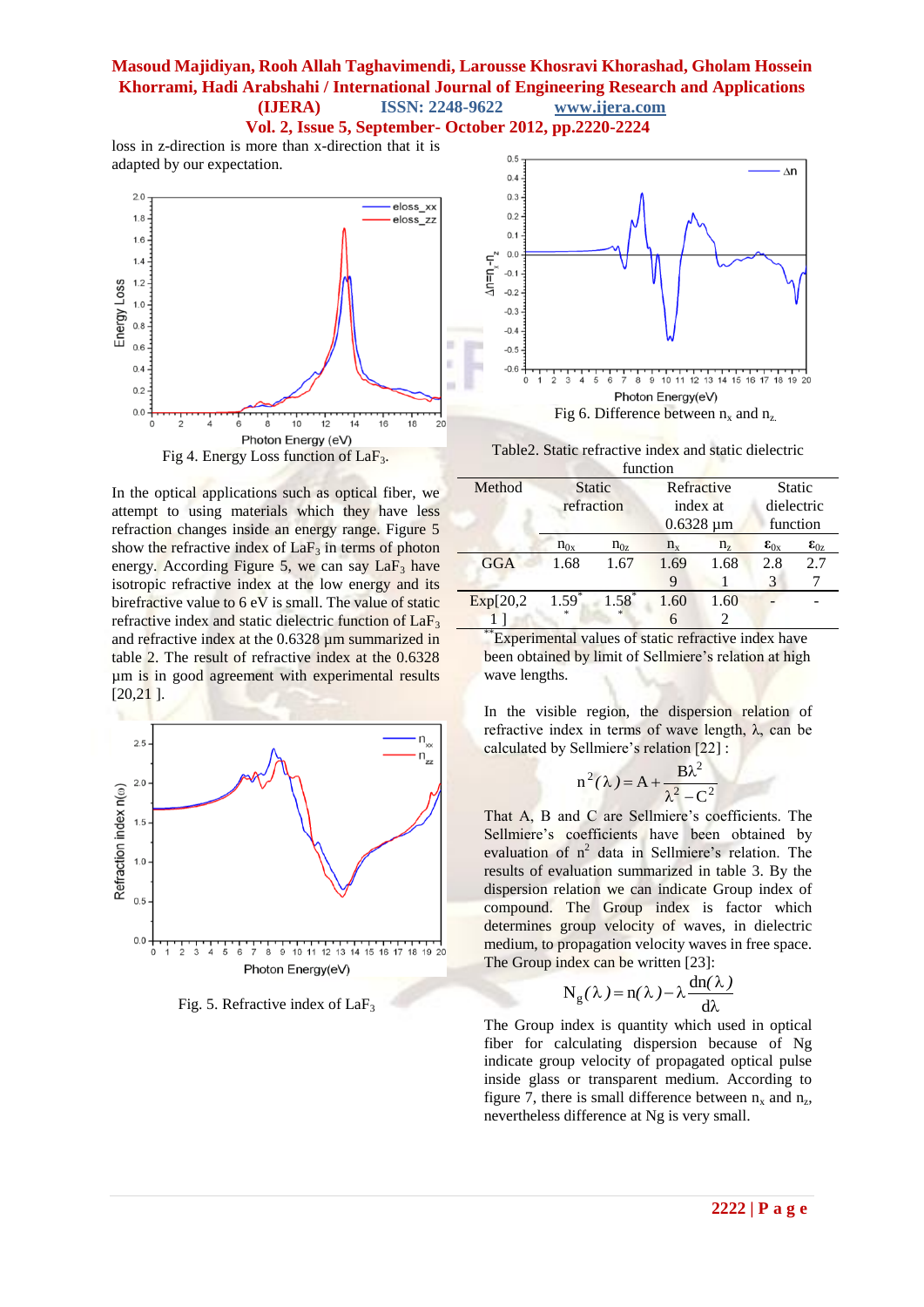loss in z-direction is more than x-direction that it is adapted by our expectation.

Fig 4. Energy Loss function of $LaF_3$.

In the optical applications such as optical fiber, we attempt to using materials which they have less refraction changes inside an energy range. Figure 5 show the refractive index of $LaF_3$ in terms of photon energy. According Figure 5, we can say $LaF_3$ have isotropic refractive index at the low energy and its birefractive value to 6 eV is small. The value of static refractive index and static dielectric function of $LaF_3$ and refractive index at the 0.6328 µm summarized in table 2. The result of refractive index at the 0.6328 µm is in good agreement with experimental results [20,21 ].

Fig. 5. Refractive index of $LaF_3$

Fig 6. Difference between $n_x$ and $n_z$.

Table2. Static refractive index and static dielectric function

| Method | Static refraction | | Refractive index at 0.6328 µm | | Static dielectric function | |
|---|---|---|---|---|---|---|
| | $n_{0x}$ | $n_{0z}$ | $n_x$ | $n_z$ | $\varepsilon_{0x}$ | $\varepsilon_{0z}$ |
| GGA | 1.68 | 1.67 | 1.699 | 1.681 | 2.83 | 2.77 |
| Exp[20,21 ] | 1.59** | 1.58** | 1.606 | 1.602 | - | - |

**Experimental values of static refractive index have been obtained by limit of Sellmiere's relation at high wave lengths.

In the visible region, the dispersion relation of refractive index in terms of wave length, λ, can be calculated by Sellmiere's relation [22] :

$$n^2(\lambda) = A + \frac{B\lambda^2}{\lambda^2 - C^2}$$

That A, B and C are Sellmiere's coefficients. The Sellmiere's coefficients have been obtained by evaluation of $n^2$ data in Sellmiere's relation. The results of evaluation summarized in table 3. By the dispersion relation we can indicate Group index of compound. The Group index is factor which determines group velocity of waves, in dielectric medium, to propagation velocity waves in free space. The Group index can be written [23]:

$$N_g(\lambda) = n(\lambda) - \lambda \frac{dn(\lambda)}{d\lambda}$$

The Group index is quantity which used in optical fiber for calculating dispersion because of Ng indicate group velocity of propagated optical pulse inside glass or transparent medium. According to figure 7, there is small difference between $n_x$ and $n_z$, nevertheless difference at Ng is very small.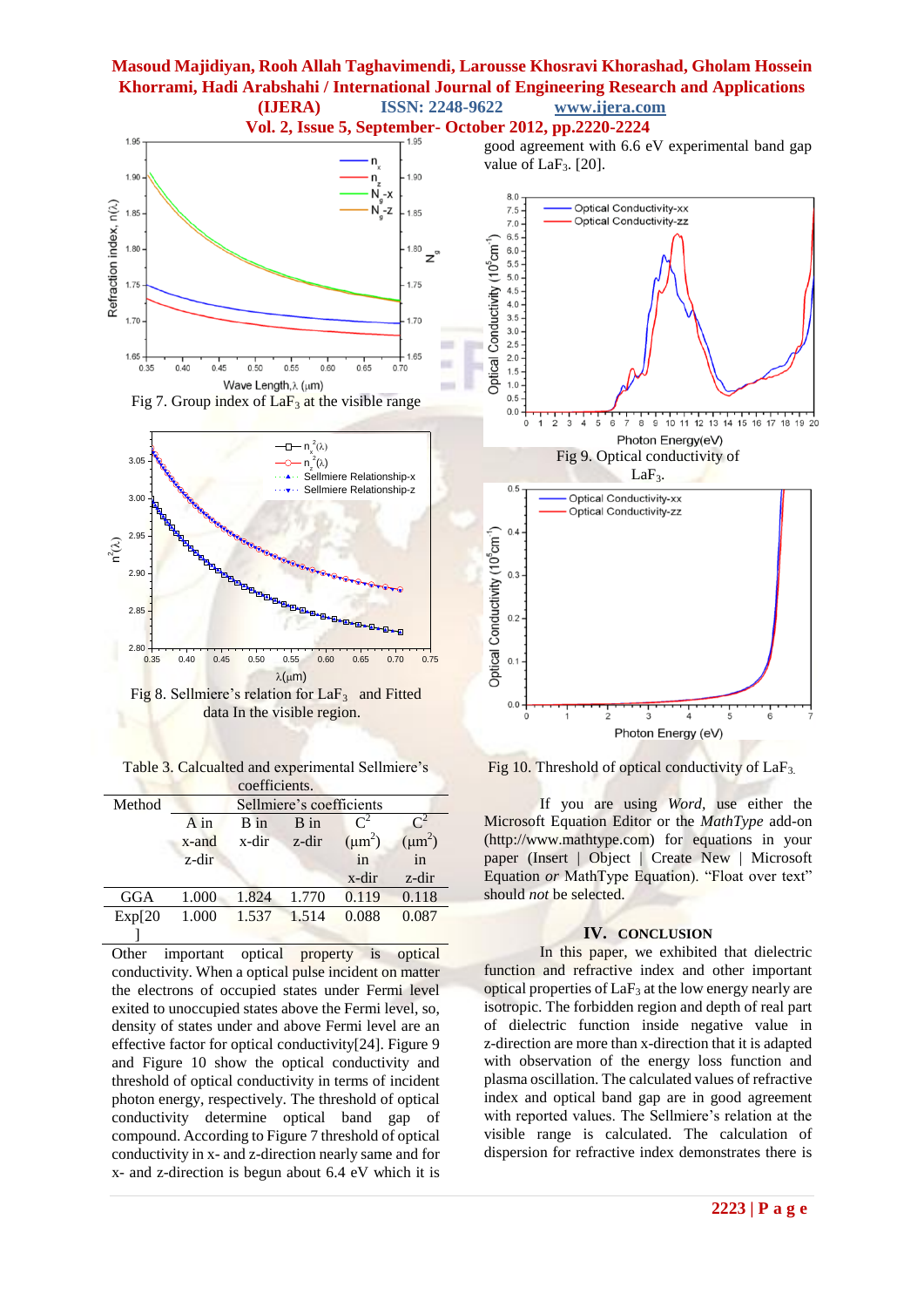Fig 7. Group index of $LaF_3$ at the visible range

Fig 8. Sellmiere's relation for $LaF_3$ and Fitted data In the visible region.

Table 3. Calcualted and experimental Sellmiere's coefficients.

| Method | Sellmiere's coefficients | | | | |
|---|---|---|---|---|---|
| | A in x-and z-dir | B in x-dir | B in z-dir | $C^2$ ($\mu m^2$) in x-dir | $C^2$ ($\mu m^2$) in z-dir |
| GGA | 1.000 | 1.824 | 1.770 | 0.119 | 0.118 |
| Exp[20] | 1.000 | 1.537 | 1.514 | 0.088 | 0.087 |

Other important optical property is optical conductivity. When a optical pulse incident on matter the electrons of occupied states under Fermi level exited to unoccupied states above the Fermi level, so, density of states under and above Fermi level are an effective factor for optical conductivity[24]. Figure 9 and Figure 10 show the optical conductivity and threshold of optical conductivity in terms of incident photon energy, respectively. The threshold of optical conductivity determine optical band gap of compound. According to Figure 7 threshold of optical conductivity in x- and z-direction nearly same and for x- and z-direction is begun about 6.4 eV which it is good agreement with 6.6 eV experimental band gap value of $LaF_3$. [20].

Fig 9. Optical conductivity of $LaF_3$.

Fig 10. Threshold of optical conductivity of $LaF_3$.

If you are using *Word*, use either the Microsoft Equation Editor or the *MathType* add-on (http://www.mathtype.com) for equations in your paper (Insert | Object | Create New | Microsoft Equation *or* MathType Equation). "Float over text" should *not* be selected.

## IV. CONCLUSION

In this paper, we exhibited that dielectric function and refractive index and other important optical properties of $LaF_3$ at the low energy nearly are isotropic. The forbidden region and depth of real part of dielectric function inside negative value in z-direction are more than x-direction that it is adapted with observation of the energy loss function and plasma oscillation. The calculated values of refractive index and optical band gap are in good agreement with reported values. The Sellmiere's relation at the visible range is calculated. The calculation of dispersion for refractive index demonstrates there is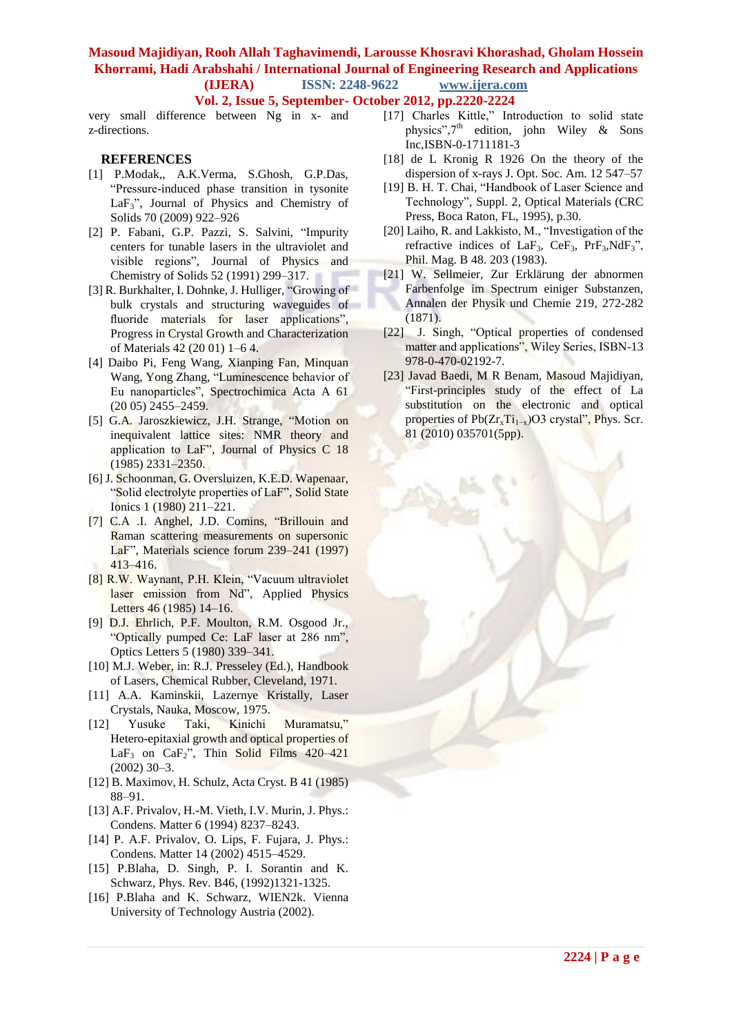very small difference between Ng in x- and z-directions.

## REFERENCES

[1] P.Modak,, A.K.Verma, S.Ghosh, G.P.Das, "Pressure-induced phase transition in tysonite $LaF_3$", Journal of Physics and Chemistry of Solids 70 (2009) 922–926

[2] P. Fabani, G.P. Pazzi, S. Salvini, "Impurity centers for tunable lasers in the ultraviolet and visible regions", Journal of Physics and Chemistry of Solids 52 (1991) 299–317.

[3] R. Burkhalter, I. Dohnke, J. Hulliger, "Growing of bulk crystals and structuring waveguides of fluoride materials for laser applications", Progress in Crystal Growth and Characterization of Materials 42 (20 01) 1–6 4.

[4] Daibo Pi, Feng Wang, Xianping Fan, Minquan Wang, Yong Zhang, "Luminescence behavior of Eu nanoparticles", Spectrochimica Acta A 61 (20 05) 2455–2459.

[5] G.A. Jaroszkiewicz, J.H. Strange, "Motion on inequivalent lattice sites: NMR theory and application to LaF", Journal of Physics C 18 (1985) 2331–2350.

[6] J. Schoonman, G. Oversluizen, K.E.D. Wapenaar, "Solid electrolyte properties of LaF", Solid State Ionics 1 (1980) 211–221.

[7] C.A .I. Anghel, J.D. Comins, "Brillouin and Raman scattering measurements on supersonic LaF", Materials science forum 239–241 (1997) 413–416.

[8] R.W. Waynant, P.H. Klein, "Vacuum ultraviolet laser emission from Nd", Applied Physics Letters 46 (1985) 14–16.

[9] D.J. Ehrlich, P.F. Moulton, R.M. Osgood Jr., "Optically pumped Ce: LaF laser at 286 nm", Optics Letters 5 (1980) 339–341.

[10] M.J. Weber, in: R.J. Presseley (Ed.), Handbook of Lasers, Chemical Rubber, Cleveland, 1971.

[11] A.A. Kaminskii, Lazernye Kristally, Laser Crystals, Nauka, Moscow, 1975.

[12] Yusuke Taki, Kinichi Muramatsu," Hetero-epitaxial growth and optical properties of $LaF_3$ on $CaF_2$", Thin Solid Films 420–421 (2002) 30–3.

[12] B. Maximov, H. Schulz, Acta Cryst. B 41 (1985) 88–91.

[13] A.F. Privalov, H.-M. Vieth, I.V. Murin, J. Phys.: Condens. Matter 6 (1994) 8237–8243.

[14] P. A.F. Privalov, O. Lips, F. Fujara, J. Phys.: Condens. Matter 14 (2002) 4515–4529.

[15] P.Blaha, D. Singh, P. I. Sorantin and K. Schwarz, Phys. Rev. B46, (1992)1321-1325.

[16] P.Blaha and K. Schwarz, WIEN2k. Vienna University of Technology Austria (2002).

[17] Charles Kittle," Introduction to solid state physics",7[th] edition, john Wiley & Sons Inc,ISBN-0-1711181-3

[18] de L Kronig R 1926 On the theory of the dispersion of x-rays J. Opt. Soc. Am. 12 547–57

[19] B. H. T. Chai, "Handbook of Laser Science and Technology", Suppl. 2, Optical Materials (CRC Press, Boca Raton, FL, 1995), p.30.

[20] Laiho, R. and Lakkisto, M., "Investigation of the refractive indices of $LaF_3$, $CeF_3$, $PrF_3$,$NdF_3$", Phil. Mag. B 48. 203 (1983).

[21] W. Sellmeier, Zur Erklärung der abnormen Farbenfolge im Spectrum einiger Substanzen, Annalen der Physik und Chemie 219, 272-282 (1871).

[22] J. Singh, "Optical properties of condensed matter and applications", Wiley Series, ISBN-13 978-0-470-02192-7.

[23] Javad Baedi, M R Benam, Masoud Majidiyan, "First-principles study of the effect of La substitution on the electronic and optical properties of $Pb(Zr_xTi_{1-x})O3$ crystal", Phys. Scr. 81 (2010) 035701(5pp).